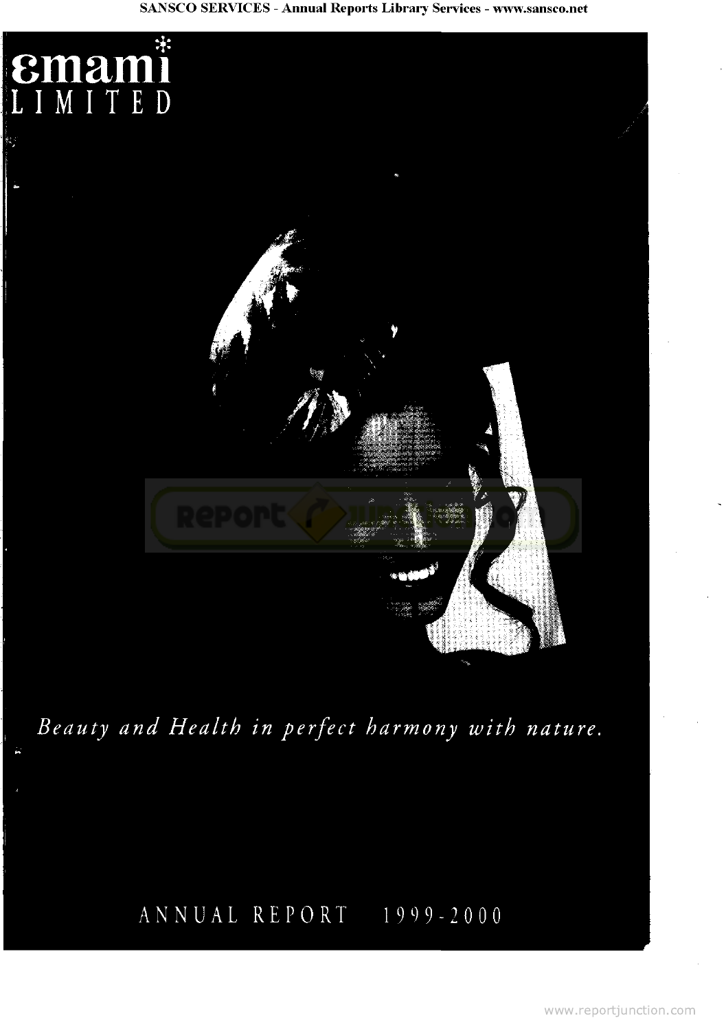# emami LIMITED

*Beauty and Health in perfect harmony with nature.*

ANNUAL REPORT 1999-2000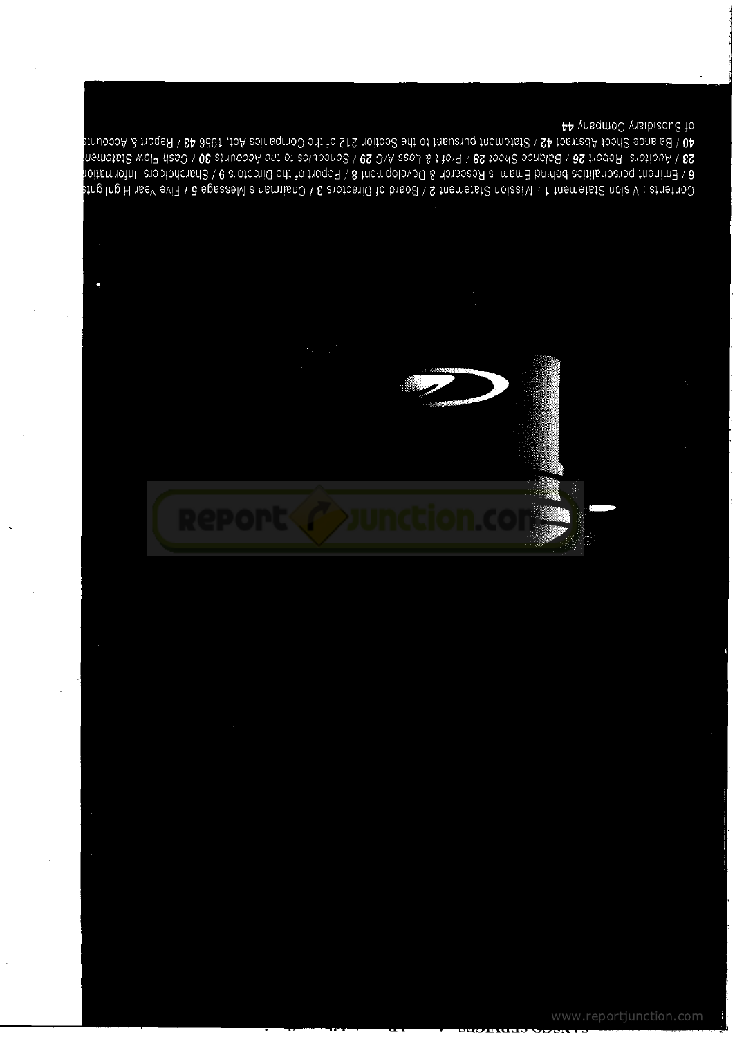Contents : Vision Statement 1 / Mission Statement 2 / Board of Directors 3 / Chairman's Message 5 / Five Year Highlights 6 / Eminent personalities behind Emami's Research & Development 8 / Report of the Directors 9 / Shareholders' Information 23 / Auditors' Report 26 / Balance Sheet 28 / Profit & Loss A/C 29 / Schedules to the Accounts 30 / Cash Flow Statement 40 / Balance Sheet Abstract 42 / Statement pursuant to the Section 212 of the Companies Act, 1956 43 / Report & Accounts of Subsidiary Company 44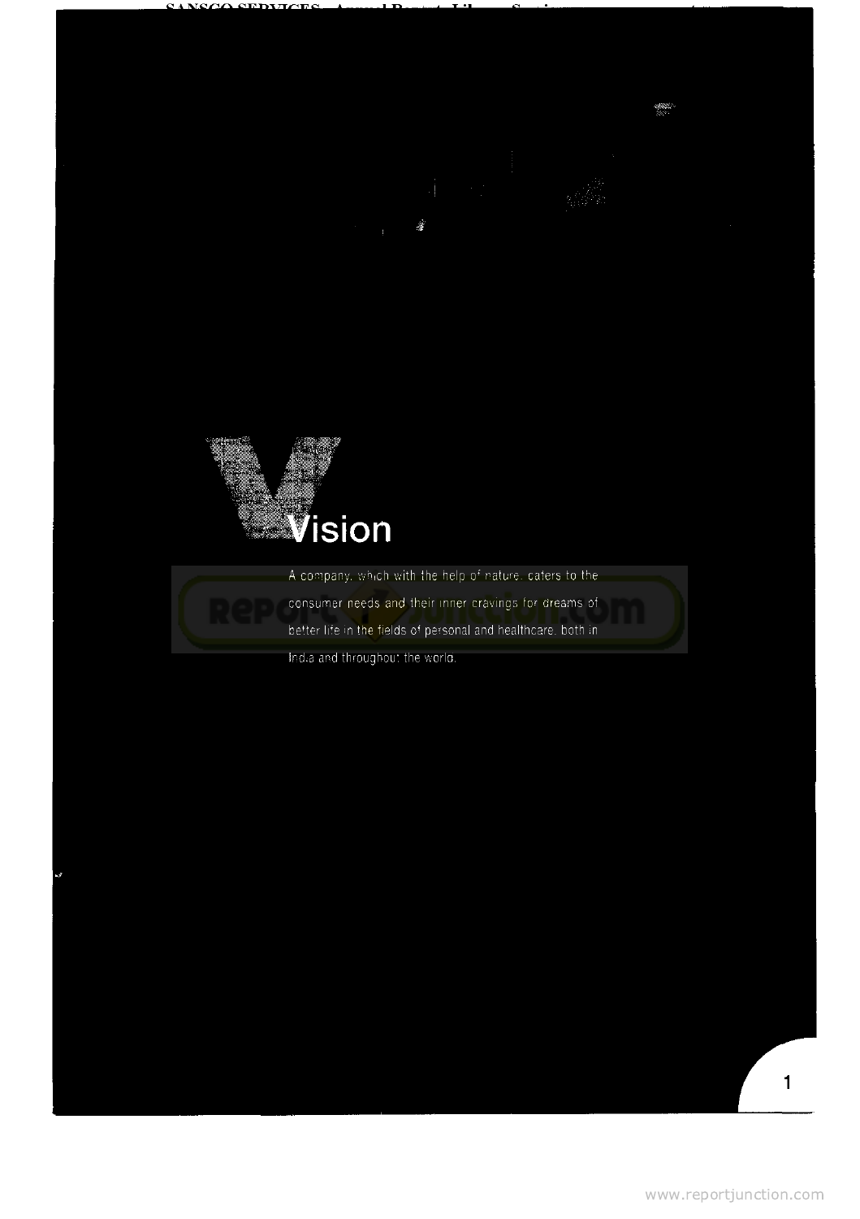# Vision

A company, which with the help of nature, caters to the consumer needs and their inner cravings for dreams of better life in the fields of personal and healthcare, both in India and throughout the world.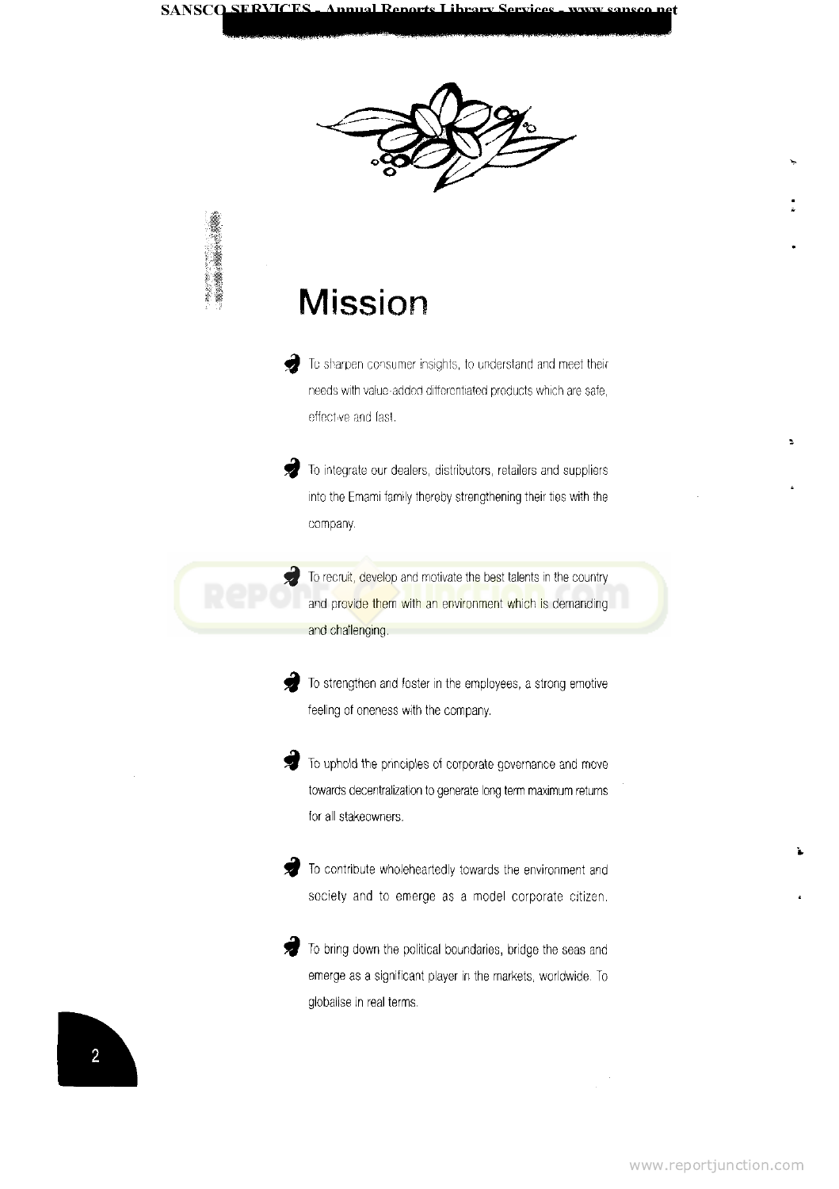# Mission

- To sharpen consumer insights, to understand and meet their needs with value-added differentiated products which are safe, effective and fast.
- To integrate our dealers, distributors, retailers and suppliers into the Emami family thereby strengthening their ties with the company.
- To recruit, develop and motivate the best talents in the country and provide them with an environment which is demanding and challenging.
- To strengthen and foster in the employees, a strong emotive feeling of oneness with the company.
- To uphold the principles of corporate governance and move towards decentralization to generate long term maximum returns for all stakeowners.
- To contribute wholeheartedly towards the environment and society and to emerge as a model corporate citizen.
- To bring down the political boundaries, bridge the seas and emerge as a significant player in the markets, worldwide. To globalise in real terms.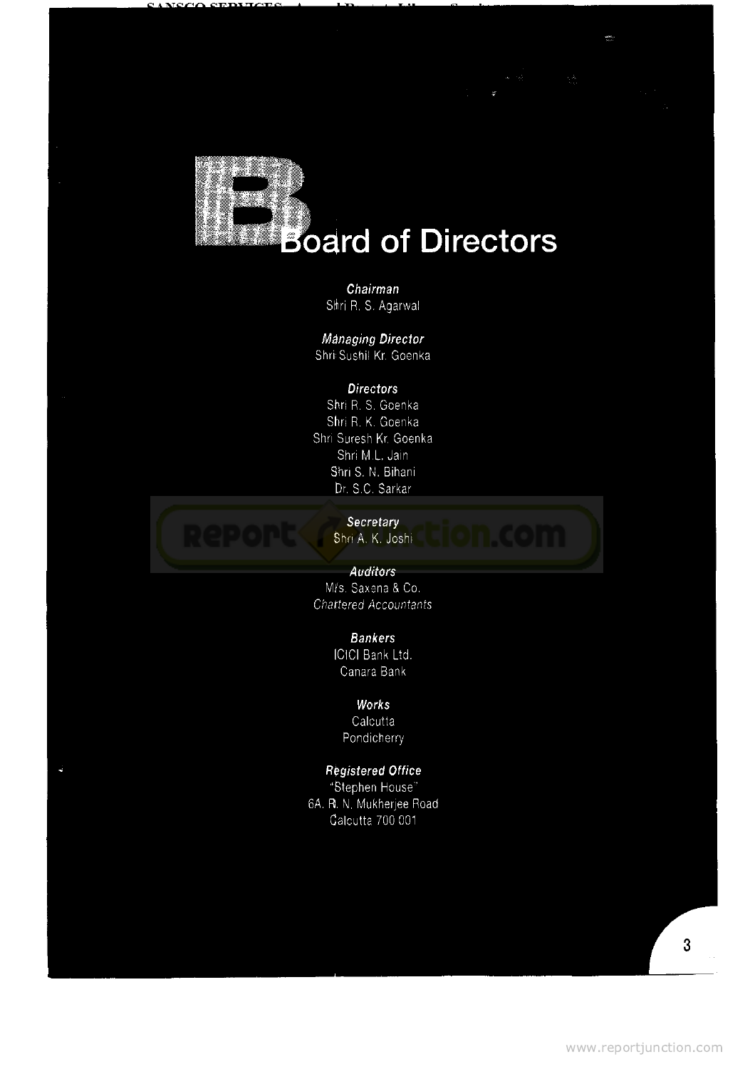# Board of Directors

*Chairman*
Shri R. S. Agarwal

*Managing Director*
Shri Sushil Kr. Goenka

*Directors*
Shri R. S. Goenka
Shri R. K. Goenka
Shri Suresh Kr. Goenka
Shri M.L. Jain
Shri S. N. Bihani
Dr. S.C. Sarkar

*Secretary*
Shri A. K. Joshi

*Auditors*
M/s. Saxena & Co.
*Chartered Accountants*

*Bankers*
ICICI Bank Ltd.
Canara Bank

*Works*
Calcutta
Pondicherry

*Registered Office*
"Stephen House"
6A. R. N. Mukherjee Road
Calcutta 700 001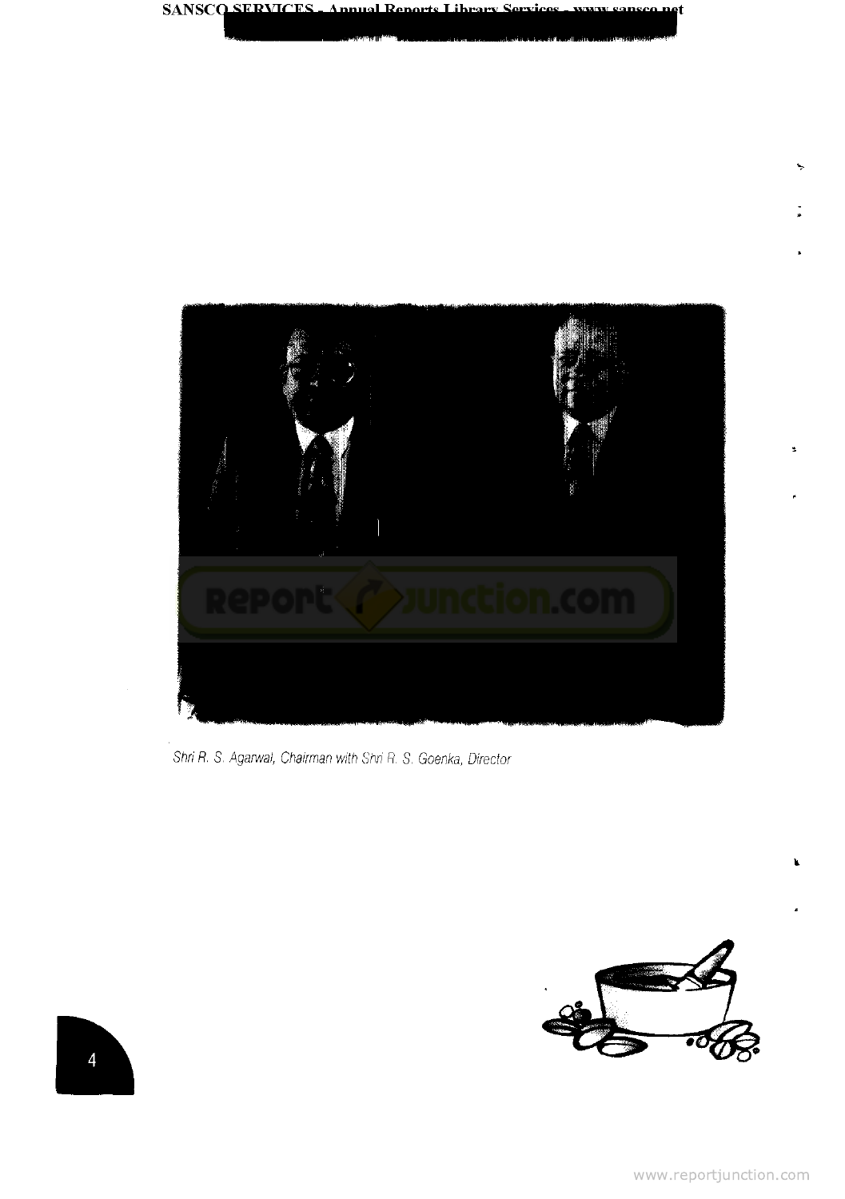Shri R. S. Agarwal, Chairman with Shri R. S. Goenka, Director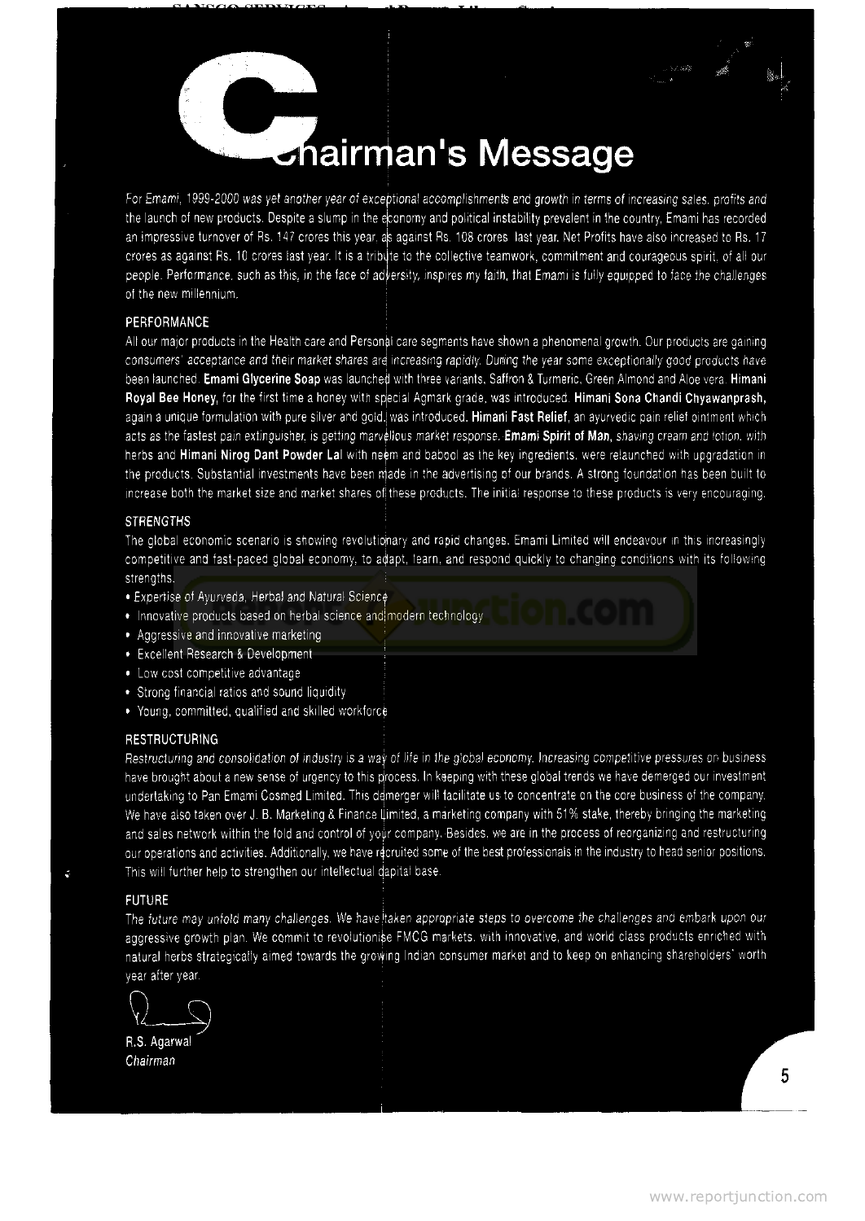# Chairman's Message

*For Emami, 1999-2000 was yet another year of exceptional accomplishments and growth in terms of increasing sales, profits and* the launch of new products. Despite a slump in the economy and political instability prevalent in the country, Emami has recorded an impressive turnover of Rs. 147 crores this year, as against Rs. 108 crores last year. Net Profits have also increased to Rs. 17 crores as against Rs. 10 crores last year. It is a tribute to the collective teamwork, commitment and courageous spirit, of all our people. Performance, such as this, in the face of adversity, inspires my faith, that Emami is fully equipped to face the challenges of the new millennium.

## PERFORMANCE

All our major products in the Health care and Personal care segments have shown a phenomenal growth. Our products are gaining consumers' acceptance and their market shares are increasing rapidly. During the year some exceptionally good products have been launched. **Emami Glycerine Soap** was launched with three variants, Saffron & Turmeric, Green Almond and Aloe vera. **Himani Royal Bee Honey**, for the first time a honey with special Agmark grade, was introduced. **Himani Sona Chandi Chyawanprash,** again a unique formulation with pure silver and gold, was introduced. **Himani Fast Relief**, an ayurvedic pain relief ointment which acts as the fastest pain extinguisher, is getting marvellous market response. **Emami Spirit of Man**, shaving cream and lotion, with herbs and **Himani Nirog Dant Powder Lal** with neem and babool as the key ingredients, were relaunched with upgradation in the products. Substantial investments have been made in the advertising of our brands. A strong foundation has been built to increase both the market size and market shares of these products. The initial response to these products is very encouraging.

## STRENGTHS

The global economic scenario is showing revolutionary and rapid changes. Emami Limited will endeavour in this increasingly competitive and fast-paced global economy, to adapt, learn, and respond quickly to changing conditions with its following strengths.

- Expertise of Ayurveda, Herbal and Natural Science
- Innovative products based on herbal science and modern technology
- Aggressive and innovative marketing
- Excellent Research & Development
- Low cost competitive advantage
- Strong financial ratios and sound liquidity
- Young, committed, qualified and skilled workforce

## RESTRUCTURING

*Restructuring and consolidation of industry is a way of life in the global economy. Increasing competitive pressures on business* have brought about a new sense of urgency to this process. In keeping with these global trends we have demerged our investment undertaking to Pan Emami Cosmed Limited. This demerger will facilitate us to concentrate on the core business of the company. We have also taken over J. B. Marketing & Finance Limited, a marketing company with 51% stake, thereby bringing the marketing and sales network within the fold and control of your company. Besides, we are in the process of reorganizing and restructuring our operations and activities. Additionally, we have recruited some of the best professionals in the industry to head senior positions. This will further help to strengthen our intellectual capital base.

## FUTURE

*The future may unfold many challenges. We have taken appropriate steps to overcome the challenges and embark upon our* aggressive growth plan. We commit to revolutionise FMCG markets, with innovative, and world class products enriched with natural herbs strategically aimed towards the growing Indian consumer market and to keep on enhancing shareholders' worth year after year.

R.S. Agarwal
*Chairman*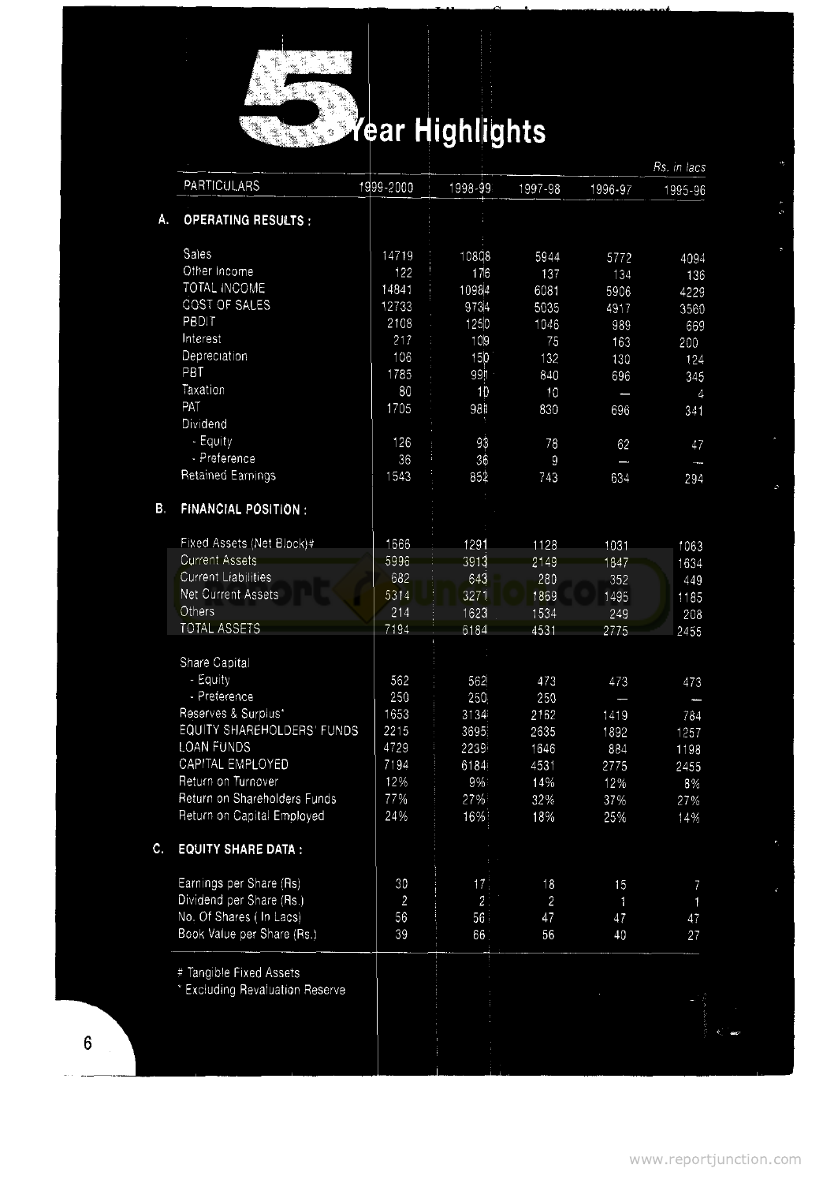# 5 Year Highlights

Rs. in lacs

| PARTICULARS | 1999-2000 | 1998-99 | 1997-98 | 1996-97 | 1995-96 |
|---|---|---|---|---|---|
| **A. OPERATING RESULTS :** | | | | | |
| Sales | 14719 | 10808 | 5944 | 5772 | 4094 |
| Other Income | 122 | 176 | 137 | 134 | 136 |
| TOTAL INCOME | 14841 | 10984 | 6081 | 5906 | 4229 |
| COST OF SALES | 12733 | 9734 | 5035 | 4917 | 3560 |
| PBDIT | 2108 | 1250 | 1046 | 989 | 669 |
| Interest | 217 | 109 | 75 | 163 | 200 |
| Depreciation | 106 | 150 | 132 | 130 | 124 |
| PBT | 1785 | 991 | 840 | 696 | 345 |
| Taxation | 80 | 10 | 10 | — | 4 |
| PAT | 1705 | 981 | 830 | 696 | 341 |
| Dividend | | | | | |
| - Equity | 126 | 93 | 78 | 62 | 47 |
| - Preference | 36 | 36 | 9 | — | — |
| Retained Earnings | 1543 | 852 | 743 | 634 | 294 |
| **B. FINANCIAL POSITION :** | | | | | |
| Fixed Assets (Net Block)# | 1666 | 1291 | 1128 | 1031 | 1063 |
| Current Assets | 5996 | 3913 | 2149 | 1847 | 1634 |
| Current Liabilities | 682 | 643 | 280 | 352 | 449 |
| Net Current Assets | 5314 | 3271 | 1869 | 1495 | 1185 |
| Others | 214 | 1623 | 1534 | 249 | 208 |
| TOTAL ASSETS | 7194 | 6184 | 4531 | 2775 | 2455 |
| Share Capital | | | | | |
| - Equity | 562 | 562 | 473 | 473 | 473 |
| - Preference | 250 | 250 | 250 | — | — |
| Reserves & Surplus* | 1653 | 3134 | 2162 | 1419 | 784 |
| EQUITY SHAREHOLDERS' FUNDS | 2215 | 3695 | 2635 | 1892 | 1257 |
| LOAN FUNDS | 4729 | 2239 | 1646 | 884 | 1198 |
| CAPITAL EMPLOYED | 7194 | 6184 | 4531 | 2775 | 2455 |
| Return on Turnover | 12% | 9% | 14% | 12% | 8% |
| Return on Shareholders Funds | 77% | 27% | 32% | 37% | 27% |
| Return on Capital Employed | 24% | 16% | 18% | 25% | 14% |
| **C. EQUITY SHARE DATA :** | | | | | |
| Earnings per Share (Rs) | 30 | 17 | 18 | 15 | 7 |
| Dividend per Share (Rs.) | 2 | 2 | 2 | 1 | 1 |
| No. Of Shares ( In Lacs) | 56 | 56 | 47 | 47 | 47 |
| Book Value per Share (Rs.) | 39 | 66 | 56 | 40 | 27 |

# Tangible Fixed Assets

* Excluding Revaluation Reserve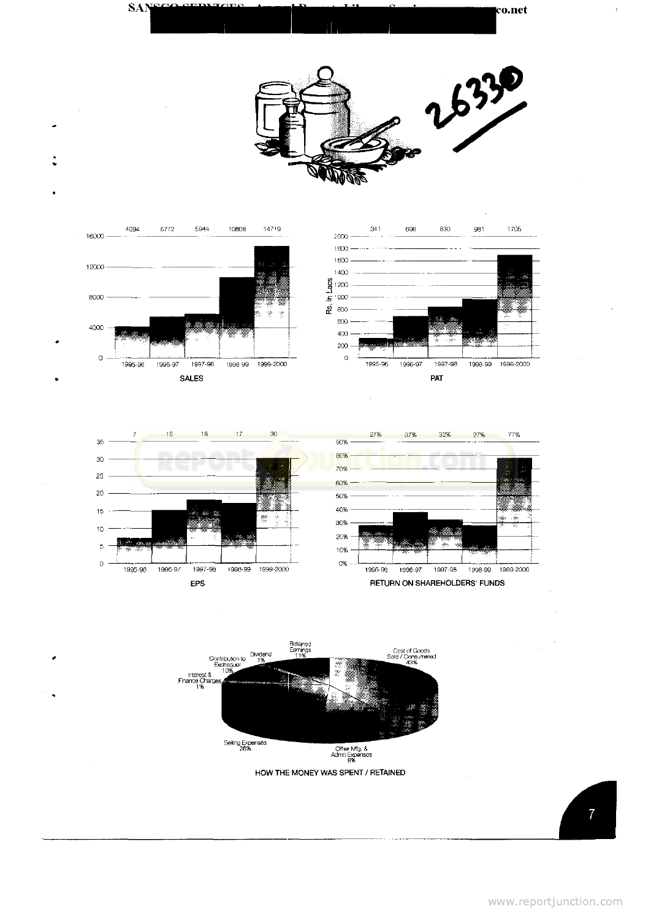26330

| | 1995-96 | 1996-97 | 1997-98 | 1998-99 | 1999-2000 |
|---|---|---|---|---|---|
| SALES | 4094 | 5772 | 5944 | 10808 | 14719 |
| PAT (Rs. in Lacs) | 341 | 696 | 830 | 981 | 1705 |
| EPS | 7 | 15 | 18 | 17 | 30 |
| RETURN ON SHAREHOLDERS' FUNDS | 27% | 37% | 32% | 27% | 77% |

**HOW THE MONEY WAS SPENT / RETAINED**

- Cost of Goods Sold / Consumered 43%
- Selling Expenses 26%
- Other Mfg. & Admn Expenses 8%
- Retained Earnings 11%
- Contribution to Exchequer 10%
- Dividend 1%
- Interest & Finance Charges 1%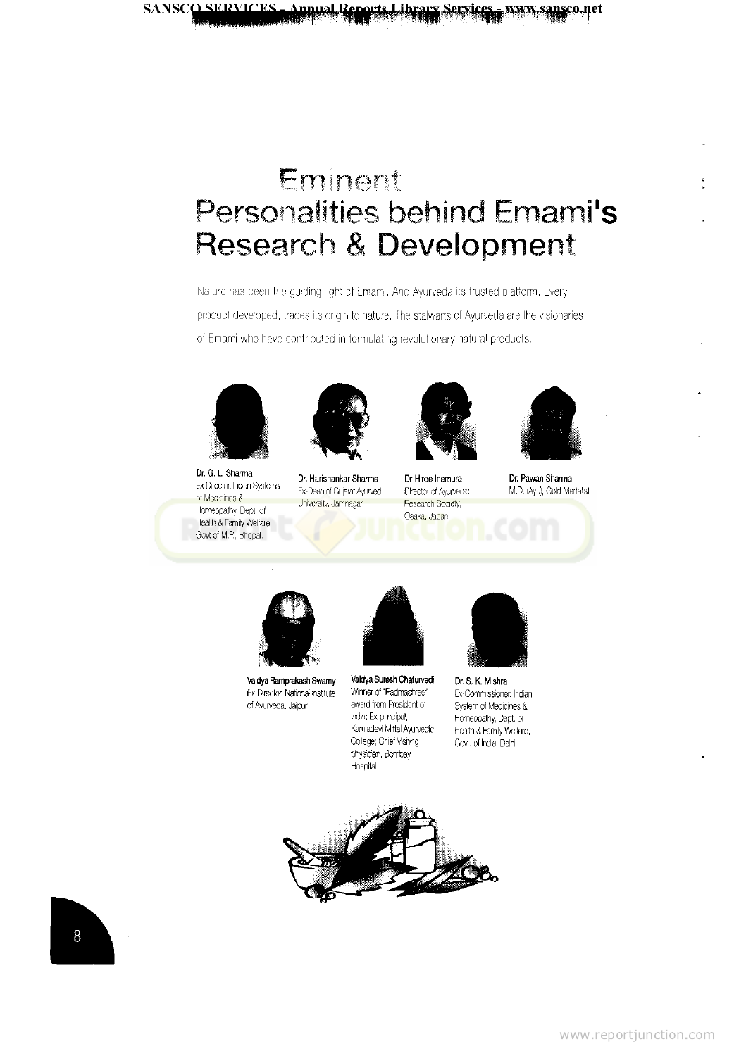# Eminent Personalities behind Emami's Research & Development

Nature has been the guiding light of Emami. And Ayurveda its trusted platform. Every product developed, traces its origin to nature. The stalwarts of Ayurveda are the visionaries of Emami who have contributed in formulating revolutionary natural products.

**Dr. G. L. Sharma**
Ex-Director, Indian Systems of Medicines & Homeopathy, Dept. of Health & Family Welfare, Govt of M.P., Bhopal.

**Dr. Harishankar Sharma**
Ex-Dean of Gujarat Ayurved University, Jamnagar

**Dr Hiroe Inamura**
Director of Ayurvedic Research Society, Osaka, Japan.

**Dr. Pawan Sharma**
M.D. (Ayu), Gold Medalist

**Vaidya Ramprakash Swamy**
Ex-Director, National Institute of Ayurveda, Jaipur

**Vaidya Suresh Chaturvedi**
Winner of "Padmashree" award from President of India; Ex-principal, Kamladevi Mittal Ayurvedic College; Chief Visiting physician, Bombay Hospital.

**Dr. S. K. Mishra**
Ex-Commissioner, Indian System of Medicines & Homeopathy, Dept. of Health & Family Welfare, Govt. of India, Delhi